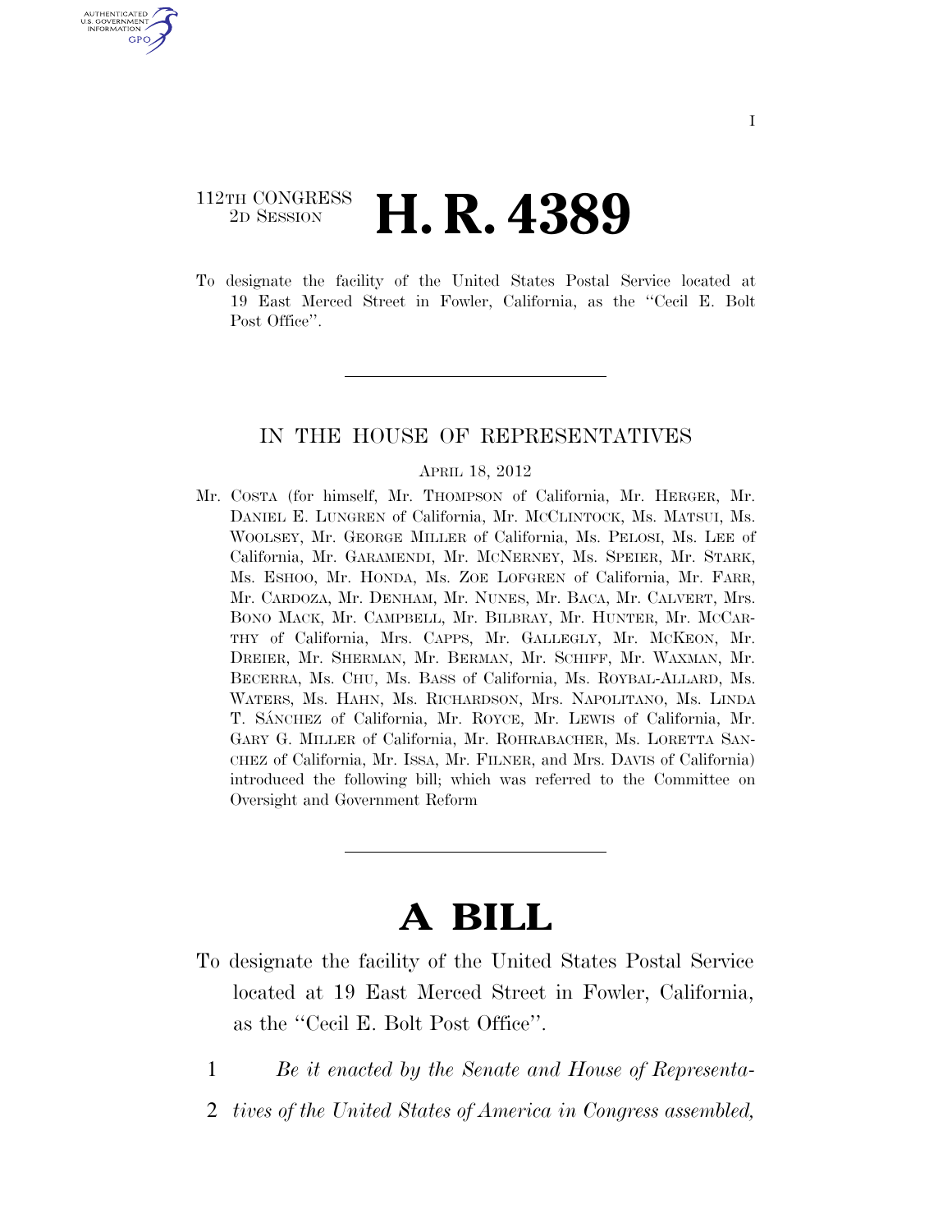112TH CONGRESS
2D SESSION

# H. R. 4389

To designate the facility of the United States Postal Service located at 19 East Merced Street in Fowler, California, as the ''Cecil E. Bolt Post Office''.

IN THE HOUSE OF REPRESENTATIVES

APRIL 18, 2012

Mr. COSTA (for himself, Mr. THOMPSON of California, Mr. HERGER, Mr. DANIEL E. LUNGREN of California, Mr. MCCLINTOCK, Ms. MATSUI, Ms. WOOLSEY, Mr. GEORGE MILLER of California, Ms. PELOSI, Ms. LEE of California, Mr. GARAMENDI, Mr. MCNERNEY, Ms. SPEIER, Mr. STARK, Ms. ESHOO, Mr. HONDA, Ms. ZOE LOFGREN of California, Mr. FARR, Mr. CARDOZA, Mr. DENHAM, Mr. NUNES, Mr. BACA, Mr. CALVERT, Mrs. BONO MACK, Mr. CAMPBELL, Mr. BILBRAY, Mr. HUNTER, Mr. MCCARTHY of California, Mrs. CAPPS, Mr. GALLEGLY, Mr. MCKEON, Mr. DREIER, Mr. SHERMAN, Mr. BERMAN, Mr. SCHIFF, Mr. WAXMAN, Mr. BECERRA, Ms. CHU, Ms. BASS of California, Ms. ROYBAL-ALLARD, Ms. WATERS, Ms. HAHN, Ms. RICHARDSON, Mrs. NAPOLITANO, Ms. LINDA T. SÁNCHEZ of California, Mr. ROYCE, Mr. LEWIS of California, Mr. GARY G. MILLER of California, Mr. ROHRABACHER, Ms. LORETTA SANCHEZ of California, Mr. ISSA, Mr. FILNER, and Mrs. DAVIS of California) introduced the following bill; which was referred to the Committee on Oversight and Government Reform

# A BILL

To designate the facility of the United States Postal Service located at 19 East Merced Street in Fowler, California, as the ''Cecil E. Bolt Post Office''.

1 *Be it enacted by the Senate and House of Representa-*
2 *tives of the United States of America in Congress assembled,*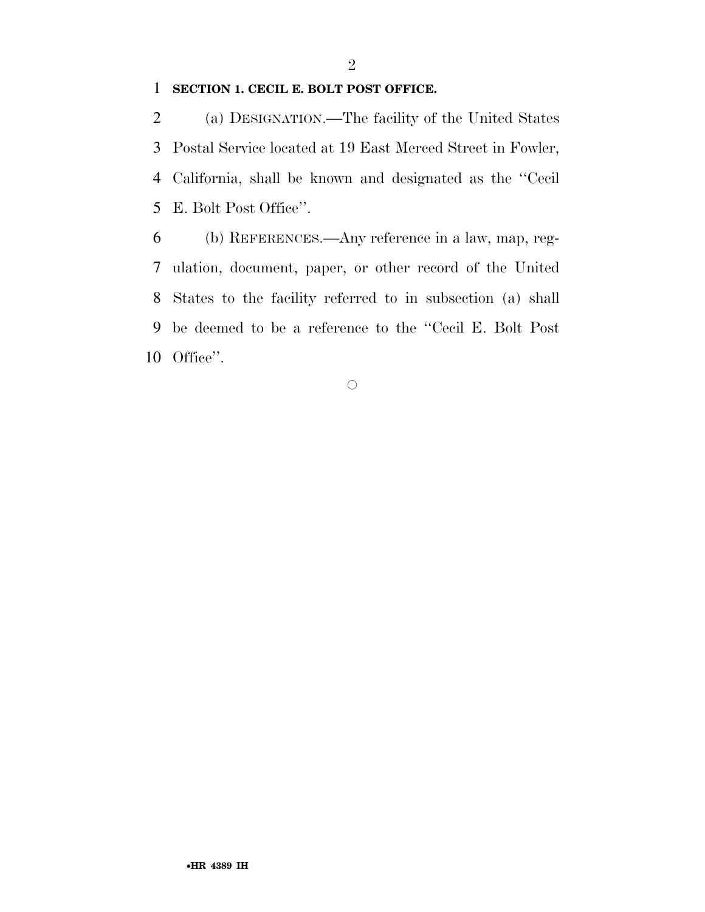**SECTION 1. CECIL E. BOLT POST OFFICE.**

(a) DESIGNATION.—The facility of the United States Postal Service located at 19 East Merced Street in Fowler, California, shall be known and designated as the ''Cecil E. Bolt Post Office''.

(b) REFERENCES.—Any reference in a law, map, regulation, document, paper, or other record of the United States to the facility referred to in subsection (a) shall be deemed to be a reference to the ''Cecil E. Bolt Post Office''.

○